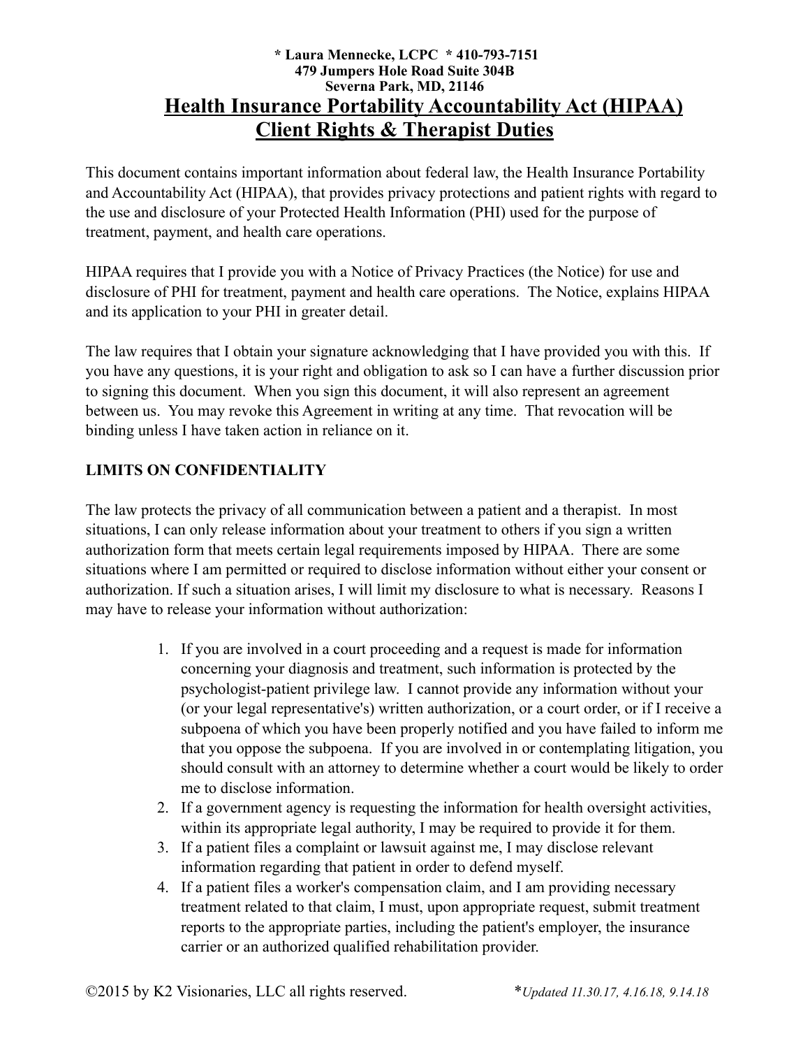**\* Laura Mennecke, LCPC \* 410-793-7151**
**479 Jumpers Hole Road Suite 304B**
**Severna Park, MD, 21146**

# Health Insurance Portability Accountability Act (HIPAA) Client Rights & Therapist Duties

This document contains important information about federal law, the Health Insurance Portability and Accountability Act (HIPAA), that provides privacy protections and patient rights with regard to the use and disclosure of your Protected Health Information (PHI) used for the purpose of treatment, payment, and health care operations.

HIPAA requires that I provide you with a Notice of Privacy Practices (the Notice) for use and disclosure of PHI for treatment, payment and health care operations. The Notice, explains HIPAA and its application to your PHI in greater detail.

The law requires that I obtain your signature acknowledging that I have provided you with this. If you have any questions, it is your right and obligation to ask so I can have a further discussion prior to signing this document. When you sign this document, it will also represent an agreement between us. You may revoke this Agreement in writing at any time. That revocation will be binding unless I have taken action in reliance on it.

## LIMITS ON CONFIDENTIALITY

The law protects the privacy of all communication between a patient and a therapist. In most situations, I can only release information about your treatment to others if you sign a written authorization form that meets certain legal requirements imposed by HIPAA. There are some situations where I am permitted or required to disclose information without either your consent or authorization. If such a situation arises, I will limit my disclosure to what is necessary. Reasons I may have to release your information without authorization:

1. If you are involved in a court proceeding and a request is made for information concerning your diagnosis and treatment, such information is protected by the psychologist-patient privilege law. I cannot provide any information without your (or your legal representative's) written authorization, or a court order, or if I receive a subpoena of which you have been properly notified and you have failed to inform me that you oppose the subpoena. If you are involved in or contemplating litigation, you should consult with an attorney to determine whether a court would be likely to order me to disclose information.
2. If a government agency is requesting the information for health oversight activities, within its appropriate legal authority, I may be required to provide it for them.
3. If a patient files a complaint or lawsuit against me, I may disclose relevant information regarding that patient in order to defend myself.
4. If a patient files a worker's compensation claim, and I am providing necessary treatment related to that claim, I must, upon appropriate request, submit treatment reports to the appropriate parties, including the patient's employer, the insurance carrier or an authorized qualified rehabilitation provider.

©2015 by K2 Visionaries, LLC all rights reserved. \**Updated 11.30.17, 4.16.18, 9.14.18*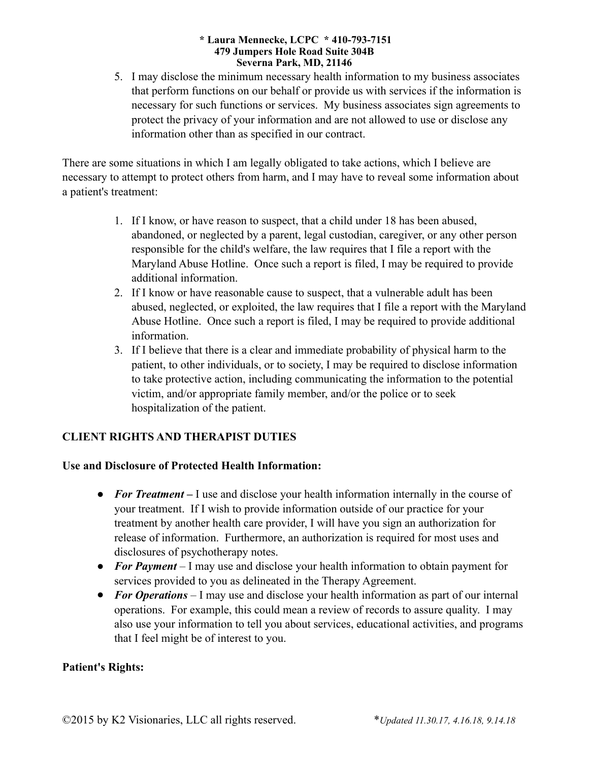5. I may disclose the minimum necessary health information to my business associates that perform functions on our behalf or provide us with services if the information is necessary for such functions or services. My business associates sign agreements to protect the privacy of your information and are not allowed to use or disclose any information other than as specified in our contract.

There are some situations in which I am legally obligated to take actions, which I believe are necessary to attempt to protect others from harm, and I may have to reveal some information about a patient's treatment:

1. If I know, or have reason to suspect, that a child under 18 has been abused, abandoned, or neglected by a parent, legal custodian, caregiver, or any other person responsible for the child's welfare, the law requires that I file a report with the Maryland Abuse Hotline. Once such a report is filed, I may be required to provide additional information.
2. If I know or have reasonable cause to suspect, that a vulnerable adult has been abused, neglected, or exploited, the law requires that I file a report with the Maryland Abuse Hotline. Once such a report is filed, I may be required to provide additional information.
3. If I believe that there is a clear and immediate probability of physical harm to the patient, to other individuals, or to society, I may be required to disclose information to take protective action, including communicating the information to the potential victim, and/or appropriate family member, and/or the police or to seek hospitalization of the patient.

## CLIENT RIGHTS AND THERAPIST DUTIES

**Use and Disclosure of Protected Health Information:**

- ***For Treatment*** **–** I use and disclose your health information internally in the course of your treatment. If I wish to provide information outside of our practice for your treatment by another health care provider, I will have you sign an authorization for release of information. Furthermore, an authorization is required for most uses and disclosures of psychotherapy notes.
- ***For Payment*** – I may use and disclose your health information to obtain payment for services provided to you as delineated in the Therapy Agreement.
- ***For Operations*** – I may use and disclose your health information as part of our internal operations. For example, this could mean a review of records to assure quality. I may also use your information to tell you about services, educational activities, and programs that I feel might be of interest to you.

**Patient's Rights:**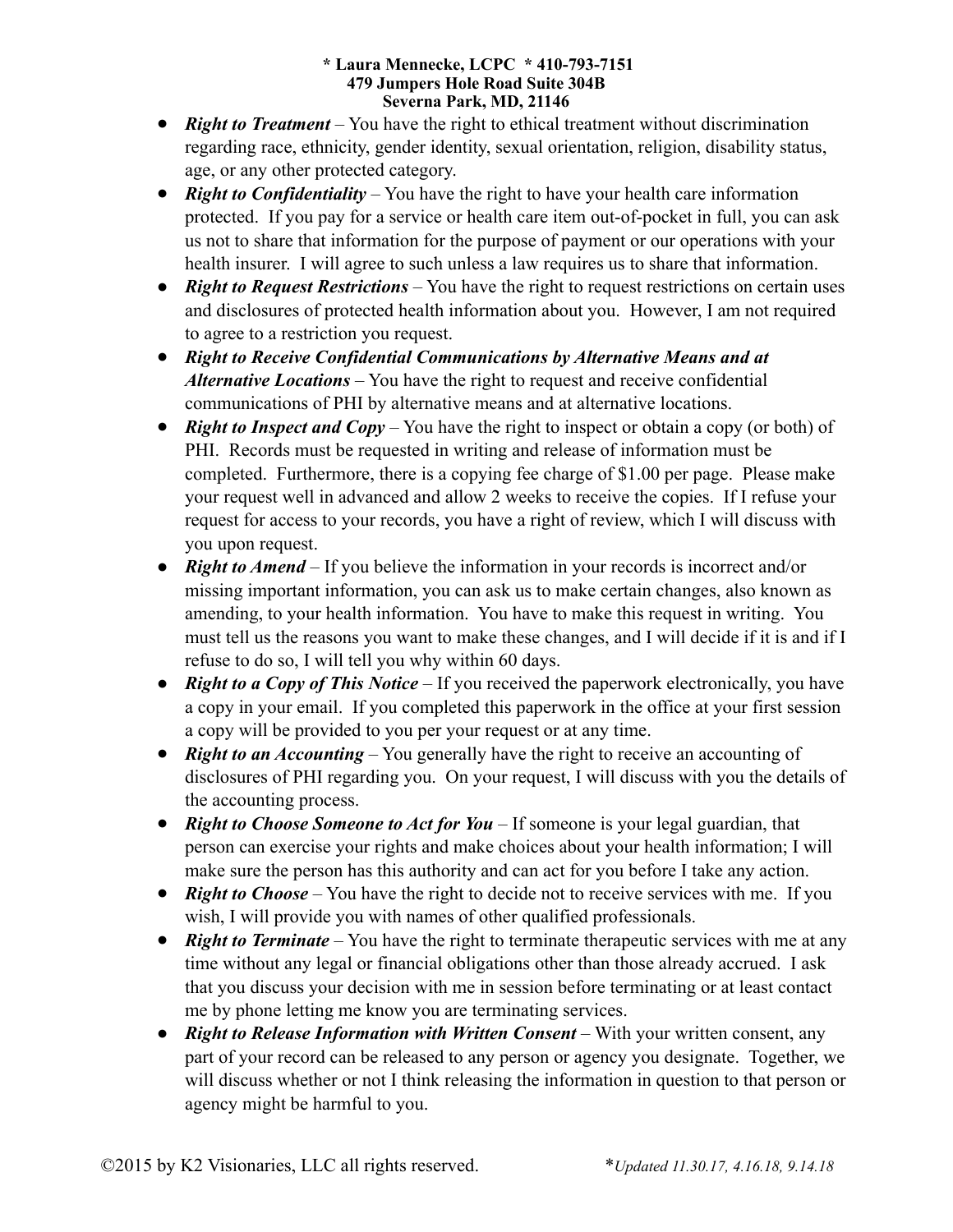- ***Right to Treatment*** – You have the right to ethical treatment without discrimination regarding race, ethnicity, gender identity, sexual orientation, religion, disability status, age, or any other protected category.
- ***Right to Confidentiality*** – You have the right to have your health care information protected. If you pay for a service or health care item out-of-pocket in full, you can ask us not to share that information for the purpose of payment or our operations with your health insurer. I will agree to such unless a law requires us to share that information.
- ***Right to Request Restrictions*** – You have the right to request restrictions on certain uses and disclosures of protected health information about you. However, I am not required to agree to a restriction you request.
- ***Right to Receive Confidential Communications by Alternative Means and at Alternative Locations*** – You have the right to request and receive confidential communications of PHI by alternative means and at alternative locations.
- ***Right to Inspect and Copy*** – You have the right to inspect or obtain a copy (or both) of PHI. Records must be requested in writing and release of information must be completed. Furthermore, there is a copying fee charge of $1.00 per page. Please make your request well in advanced and allow 2 weeks to receive the copies. If I refuse your request for access to your records, you have a right of review, which I will discuss with you upon request.
- ***Right to Amend*** – If you believe the information in your records is incorrect and/or missing important information, you can ask us to make certain changes, also known as amending, to your health information. You have to make this request in writing. You must tell us the reasons you want to make these changes, and I will decide if it is and if I refuse to do so, I will tell you why within 60 days.
- ***Right to a Copy of This Notice*** – If you received the paperwork electronically, you have a copy in your email. If you completed this paperwork in the office at your first session a copy will be provided to you per your request or at any time.
- ***Right to an Accounting*** – You generally have the right to receive an accounting of disclosures of PHI regarding you. On your request, I will discuss with you the details of the accounting process.
- ***Right to Choose Someone to Act for You*** – If someone is your legal guardian, that person can exercise your rights and make choices about your health information; I will make sure the person has this authority and can act for you before I take any action.
- ***Right to Choose*** – You have the right to decide not to receive services with me. If you wish, I will provide you with names of other qualified professionals.
- ***Right to Terminate*** – You have the right to terminate therapeutic services with me at any time without any legal or financial obligations other than those already accrued. I ask that you discuss your decision with me in session before terminating or at least contact me by phone letting me know you are terminating services.
- ***Right to Release Information with Written Consent*** – With your written consent, any part of your record can be released to any person or agency you designate. Together, we will discuss whether or not I think releasing the information in question to that person or agency might be harmful to you.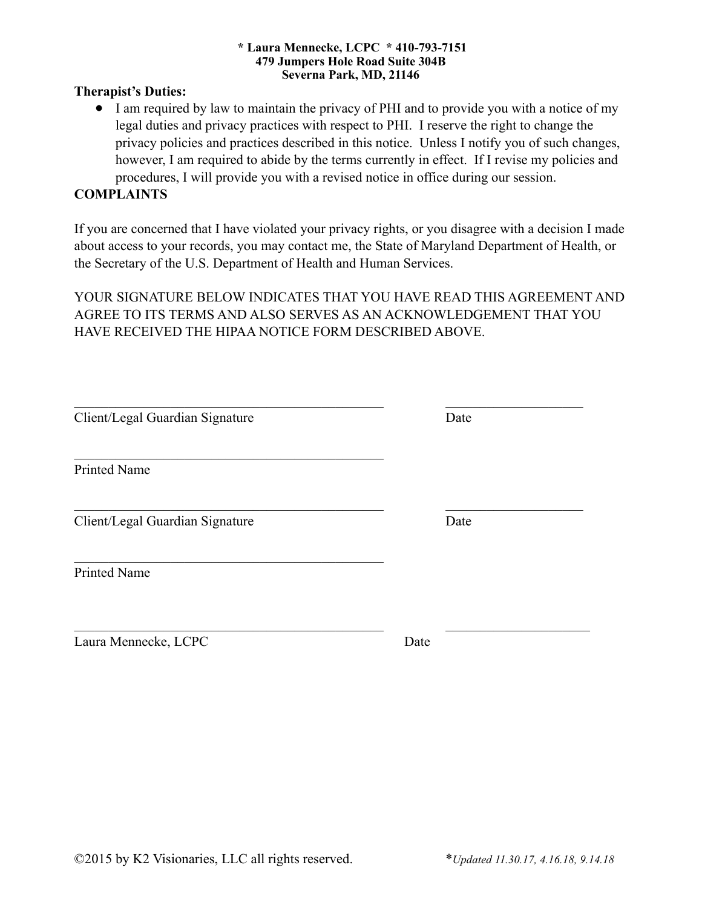**\* Laura Mennecke, LCPC \* 410-793-7151**
**479 Jumpers Hole Road Suite 304B**
**Severna Park, MD, 21146**

**Therapist's Duties:**

- I am required by law to maintain the privacy of PHI and to provide you with a notice of my legal duties and privacy practices with respect to PHI. I reserve the right to change the privacy policies and practices described in this notice. Unless I notify you of such changes, however, I am required to abide by the terms currently in effect. If I revise my policies and procedures, I will provide you with a revised notice in office during our session.

**COMPLAINTS**

If you are concerned that I have violated your privacy rights, or you disagree with a decision I made about access to your records, you may contact me, the State of Maryland Department of Health, or the Secretary of the U.S. Department of Health and Human Services.

YOUR SIGNATURE BELOW INDICATES THAT YOU HAVE READ THIS AGREEMENT AND AGREE TO ITS TERMS AND ALSO SERVES AS AN ACKNOWLEDGEMENT THAT YOU HAVE RECEIVED THE HIPAA NOTICE FORM DESCRIBED ABOVE.

\_\_\_\_\_\_\_\_\_\_\_\_\_\_\_\_\_\_\_\_\_\_\_\_\_\_\_\_\_\_\_\_\_\_\_\_\_\_\_\_\_\_\_\_ \_\_\_\_\_\_\_\_\_\_\_\_\_\_\_\_\_\_\_\_
Client/Legal Guardian Signature Date

\_\_\_\_\_\_\_\_\_\_\_\_\_\_\_\_\_\_\_\_\_\_\_\_\_\_\_\_\_\_\_\_\_\_\_\_\_\_\_\_\_\_\_\_
Printed Name

\_\_\_\_\_\_\_\_\_\_\_\_\_\_\_\_\_\_\_\_\_\_\_\_\_\_\_\_\_\_\_\_\_\_\_\_\_\_\_\_\_\_\_\_ \_\_\_\_\_\_\_\_\_\_\_\_\_\_\_\_\_\_\_\_
Client/Legal Guardian Signature Date

\_\_\_\_\_\_\_\_\_\_\_\_\_\_\_\_\_\_\_\_\_\_\_\_\_\_\_\_\_\_\_\_\_\_\_\_\_\_\_\_\_\_\_\_
Printed Name

\_\_\_\_\_\_\_\_\_\_\_\_\_\_\_\_\_\_\_\_\_\_\_\_\_\_\_\_\_\_\_\_\_\_\_\_\_\_\_\_\_\_\_\_ \_\_\_\_\_\_\_\_\_\_\_\_\_\_\_\_\_\_\_\_
Laura Mennecke, LCPC Date

©2015 by K2 Visionaries, LLC all rights reserved. \**Updated 11.30.17, 4.16.18, 9.14.18*